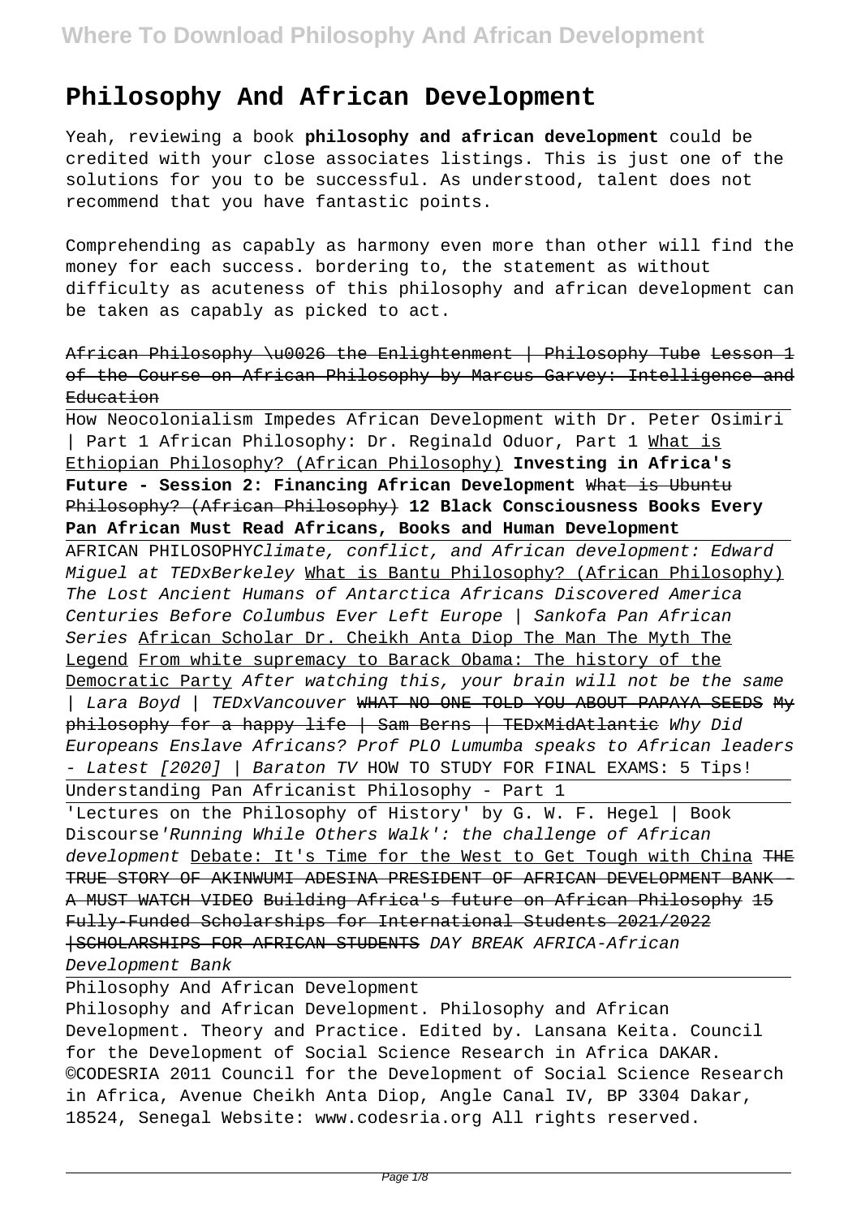# Philosophy And African Development

Yeah, reviewing a book **philosophy and african development** could be credited with your close associates listings. This is just one of the solutions for you to be successful. As understood, talent does not recommend that you have fantastic points.

Comprehending as capably as harmony even more than other will find the money for each success. bordering to, the statement as without difficulty as acuteness of this philosophy and african development can be taken as capably as picked to act.

~~African Philosophy \u0026 the Enlightenment | Philosophy Tube~~ ~~Lesson 1 of the Course on African Philosophy by Marcus Garvey: Intelligence and Education~~

How Neocolonialism Impedes African Development with Dr. Peter Osimiri | Part 1 African Philosophy: Dr. Reginald Oduor, Part 1 What is Ethiopian Philosophy? (African Philosophy) **Investing in Africa's Future - Session 2: Financing African Development** ~~What is Ubuntu Philosophy? (African Philosophy)~~ **12 Black Consciousness Books Every Pan African Must Read Africans, Books and Human Development**

AFRICAN PHILOSOPHY *Climate, conflict, and African development: Edward Miguel at TEDxBerkeley* What is Bantu Philosophy? (African Philosophy) *The Lost Ancient Humans of Antarctica Africans Discovered America Centuries Before Columbus Ever Left Europe | Sankofa Pan African Series* African Scholar Dr. Cheikh Anta Diop The Man The Myth The Legend From white supremacy to Barack Obama: The history of the Democratic Party *After watching this, your brain will not be the same | Lara Boyd | TEDxVancouver* ~~WHAT NO ONE TOLD YOU ABOUT PAPAYA SEEDS~~ ~~My philosophy for a happy life | Sam Berns | TEDxMidAtlantic~~ *Why Did Europeans Enslave Africans? Prof PLO Lumumba speaks to African leaders - Latest [2020] | Baraton TV* HOW TO STUDY FOR FINAL EXAMS: 5 Tips!

Understanding Pan Africanist Philosophy - Part 1

'Lectures on the Philosophy of History' by G. W. F. Hegel | Book Discourse *'Running While Others Walk': the challenge of African development* Debate: It's Time for the West to Get Tough with China ~~THE TRUE STORY OF AKINWUMI ADESINA PRESIDENT OF AFRICAN DEVELOPMENT BANK - A MUST WATCH VIDEO~~ ~~Building Africa's future on African Philosophy~~ ~~15 Fully-Funded Scholarships for International Students 2021/2022 |SCHOLARSHIPS FOR AFRICAN STUDENTS~~ *DAY BREAK AFRICA-African Development Bank*

Philosophy And African Development

Philosophy and African Development. Philosophy and African Development. Theory and Practice. Edited by. Lansana Keita. Council for the Development of Social Science Research in Africa DAKAR. ©CODESRIA 2011 Council for the Development of Social Science Research in Africa, Avenue Cheikh Anta Diop, Angle Canal IV, BP 3304 Dakar, 18524, Senegal Website: www.codesria.org All rights reserved.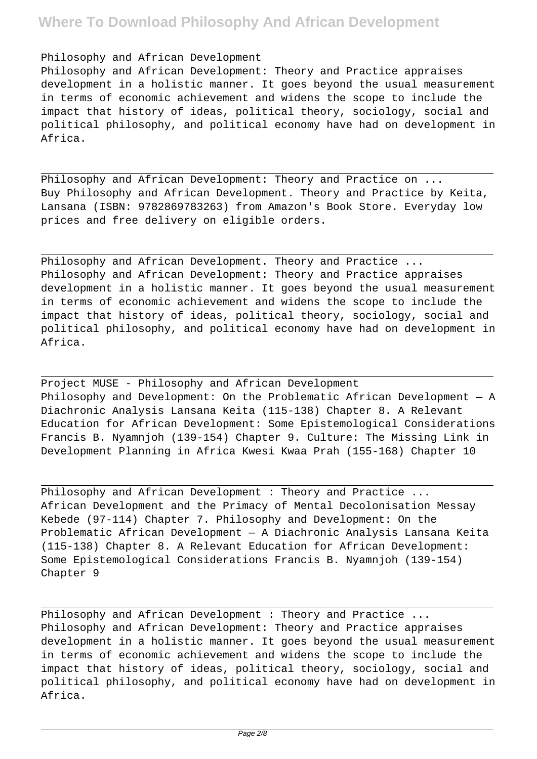Philosophy and African Development

Philosophy and African Development: Theory and Practice appraises development in a holistic manner. It goes beyond the usual measurement in terms of economic achievement and widens the scope to include the impact that history of ideas, political theory, sociology, social and political philosophy, and political economy have had on development in Africa.

Philosophy and African Development: Theory and Practice on ...

Buy Philosophy and African Development. Theory and Practice by Keita, Lansana (ISBN: 9782869783263) from Amazon's Book Store. Everyday low prices and free delivery on eligible orders.

Philosophy and African Development. Theory and Practice ...

Philosophy and African Development: Theory and Practice appraises development in a holistic manner. It goes beyond the usual measurement in terms of economic achievement and widens the scope to include the impact that history of ideas, political theory, sociology, social and political philosophy, and political economy have had on development in Africa.

Project MUSE - Philosophy and African Development

Philosophy and Development: On the Problematic African Development — A Diachronic Analysis Lansana Keita (115-138) Chapter 8. A Relevant Education for African Development: Some Epistemological Considerations Francis B. Nyamnjoh (139-154) Chapter 9. Culture: The Missing Link in Development Planning in Africa Kwesi Kwaa Prah (155-168) Chapter 10

Philosophy and African Development : Theory and Practice ...

African Development and the Primacy of Mental Decolonisation Messay Kebede (97-114) Chapter 7. Philosophy and Development: On the Problematic African Development — A Diachronic Analysis Lansana Keita (115-138) Chapter 8. A Relevant Education for African Development: Some Epistemological Considerations Francis B. Nyamnjoh (139-154) Chapter 9

Philosophy and African Development : Theory and Practice ...

Philosophy and African Development: Theory and Practice appraises development in a holistic manner. It goes beyond the usual measurement in terms of economic achievement and widens the scope to include the impact that history of ideas, political theory, sociology, social and political philosophy, and political economy have had on development in Africa.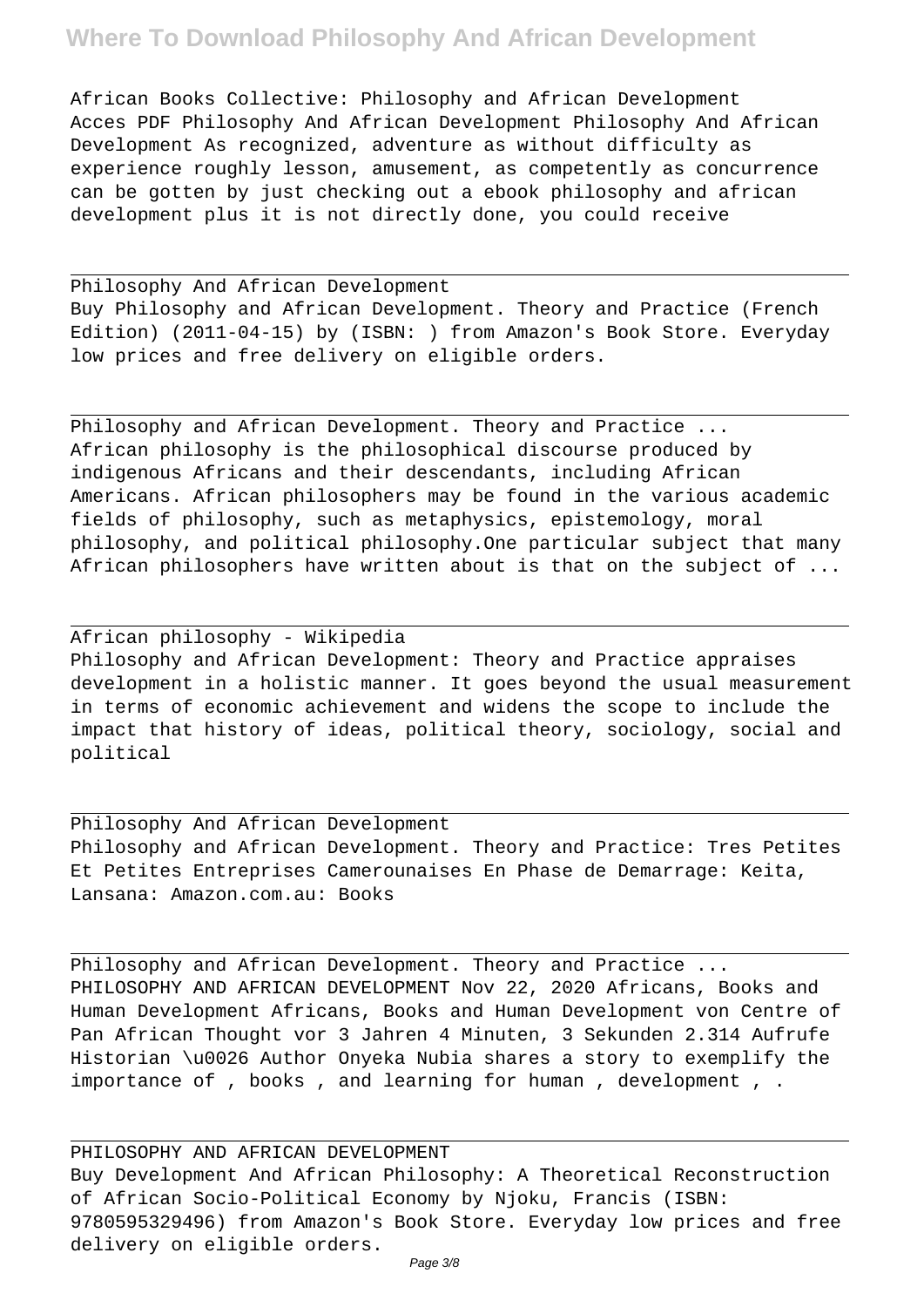African Books Collective: Philosophy and African Development
Acces PDF Philosophy And African Development Philosophy And African Development As recognized, adventure as without difficulty as experience roughly lesson, amusement, as competently as concurrence can be gotten by just checking out a ebook philosophy and african development plus it is not directly done, you could receive

---

Philosophy And African Development
Buy Philosophy and African Development. Theory and Practice (French Edition) (2011-04-15) by (ISBN: ) from Amazon's Book Store. Everyday low prices and free delivery on eligible orders.

---

Philosophy and African Development. Theory and Practice ...
African philosophy is the philosophical discourse produced by indigenous Africans and their descendants, including African Americans. African philosophers may be found in the various academic fields of philosophy, such as metaphysics, epistemology, moral philosophy, and political philosophy.One particular subject that many African philosophers have written about is that on the subject of ...

---

African philosophy - Wikipedia
Philosophy and African Development: Theory and Practice appraises development in a holistic manner. It goes beyond the usual measurement in terms of economic achievement and widens the scope to include the impact that history of ideas, political theory, sociology, social and political

---

Philosophy And African Development
Philosophy and African Development. Theory and Practice: Tres Petites Et Petites Entreprises Camerounaises En Phase de Demarrage: Keita, Lansana: Amazon.com.au: Books

---

Philosophy and African Development. Theory and Practice ...
PHILOSOPHY AND AFRICAN DEVELOPMENT Nov 22, 2020 Africans, Books and Human Development Africans, Books and Human Development von Centre of Pan African Thought vor 3 Jahren 4 Minuten, 3 Sekunden 2.314 Aufrufe Historian \u0026 Author Onyeka Nubia shares a story to exemplify the importance of , books , and learning for human , development , .

---

PHILOSOPHY AND AFRICAN DEVELOPMENT
Buy Development And African Philosophy: A Theoretical Reconstruction of African Socio-Political Economy by Njoku, Francis (ISBN: 9780595329496) from Amazon's Book Store. Everyday low prices and free delivery on eligible orders.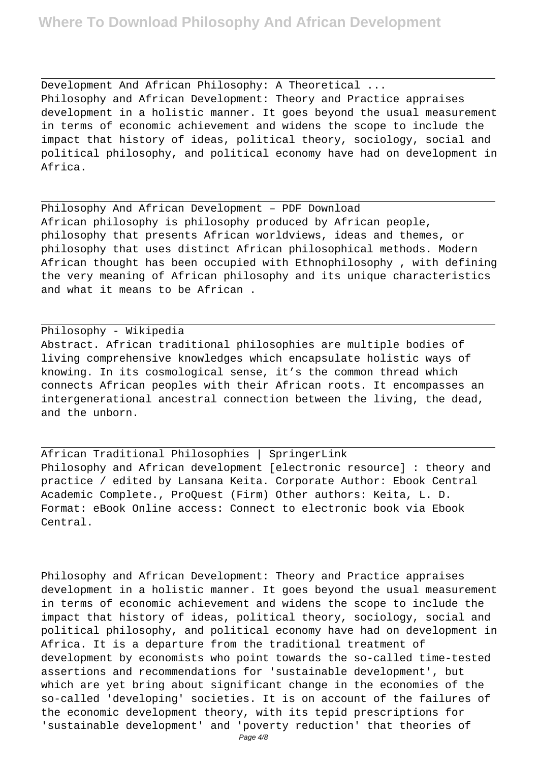Development And African Philosophy: A Theoretical ...
Philosophy and African Development: Theory and Practice appraises development in a holistic manner. It goes beyond the usual measurement in terms of economic achievement and widens the scope to include the impact that history of ideas, political theory, sociology, social and political philosophy, and political economy have had on development in Africa.

Philosophy And African Development – PDF Download
African philosophy is philosophy produced by African people, philosophy that presents African worldviews, ideas and themes, or philosophy that uses distinct African philosophical methods. Modern African thought has been occupied with Ethnophilosophy , with defining the very meaning of African philosophy and its unique characteristics and what it means to be African .

Philosophy - Wikipedia
Abstract. African traditional philosophies are multiple bodies of living comprehensive knowledges which encapsulate holistic ways of knowing. In its cosmological sense, it's the common thread which connects African peoples with their African roots. It encompasses an intergenerational ancestral connection between the living, the dead, and the unborn.

African Traditional Philosophies | SpringerLink
Philosophy and African development [electronic resource] : theory and practice / edited by Lansana Keita. Corporate Author: Ebook Central Academic Complete., ProQuest (Firm) Other authors: Keita, L. D. Format: eBook Online access: Connect to electronic book via Ebook Central.

Philosophy and African Development: Theory and Practice appraises development in a holistic manner. It goes beyond the usual measurement in terms of economic achievement and widens the scope to include the impact that history of ideas, political theory, sociology, social and political philosophy, and political economy have had on development in Africa. It is a departure from the traditional treatment of development by economists who point towards the so-called time-tested assertions and recommendations for 'sustainable development', but which are yet bring about significant change in the economies of the so-called 'developing' societies. It is on account of the failures of the economic development theory, with its tepid prescriptions for 'sustainable development' and 'poverty reduction' that theories of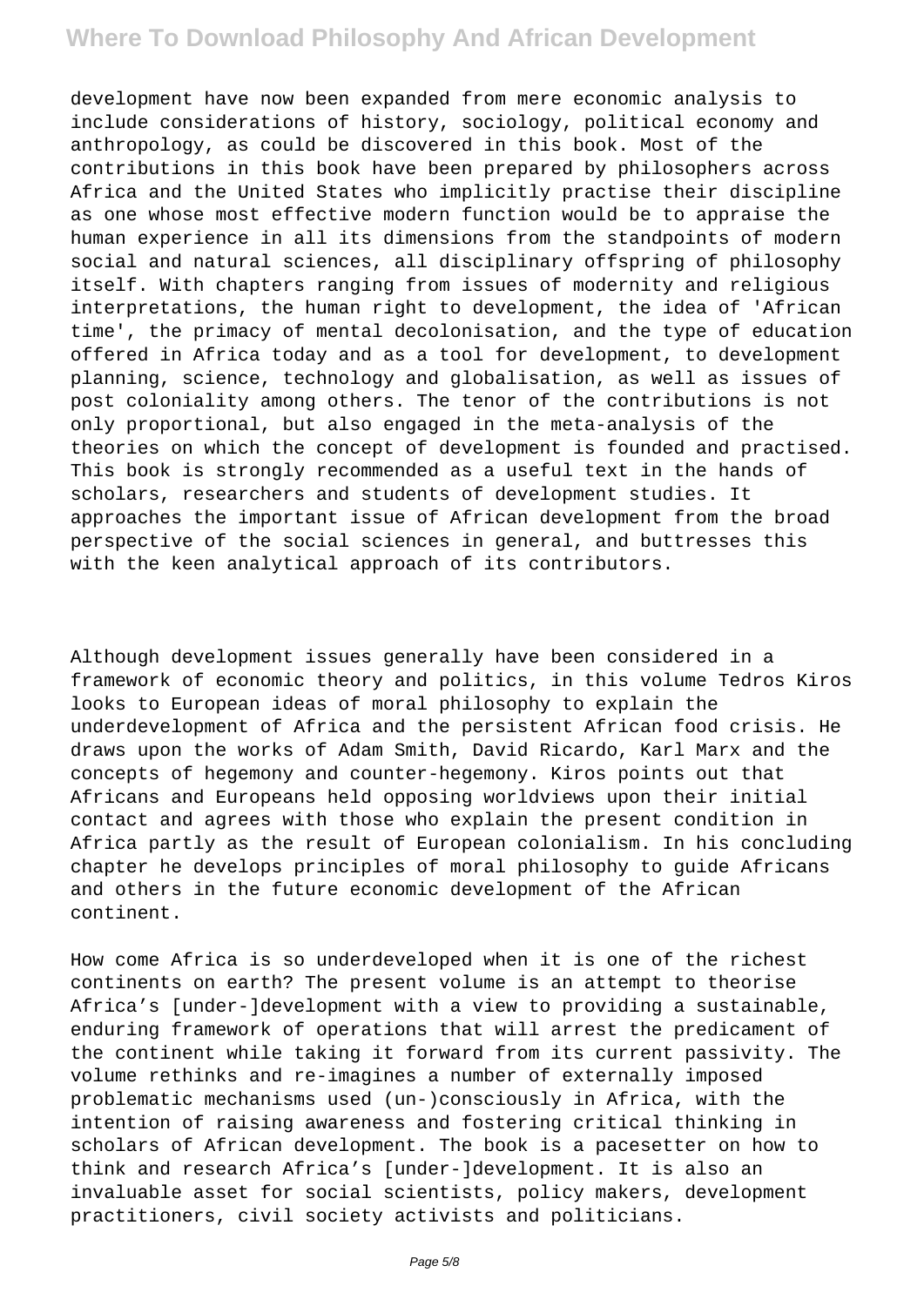development have now been expanded from mere economic analysis to include considerations of history, sociology, political economy and anthropology, as could be discovered in this book. Most of the contributions in this book have been prepared by philosophers across Africa and the United States who implicitly practise their discipline as one whose most effective modern function would be to appraise the human experience in all its dimensions from the standpoints of modern social and natural sciences, all disciplinary offspring of philosophy itself. With chapters ranging from issues of modernity and religious interpretations, the human right to development, the idea of 'African time', the primacy of mental decolonisation, and the type of education offered in Africa today and as a tool for development, to development planning, science, technology and globalisation, as well as issues of post coloniality among others. The tenor of the contributions is not only proportional, but also engaged in the meta-analysis of the theories on which the concept of development is founded and practised. This book is strongly recommended as a useful text in the hands of scholars, researchers and students of development studies. It approaches the important issue of African development from the broad perspective of the social sciences in general, and buttresses this with the keen analytical approach of its contributors.

Although development issues generally have been considered in a framework of economic theory and politics, in this volume Tedros Kiros looks to European ideas of moral philosophy to explain the underdevelopment of Africa and the persistent African food crisis. He draws upon the works of Adam Smith, David Ricardo, Karl Marx and the concepts of hegemony and counter-hegemony. Kiros points out that Africans and Europeans held opposing worldviews upon their initial contact and agrees with those who explain the present condition in Africa partly as the result of European colonialism. In his concluding chapter he develops principles of moral philosophy to guide Africans and others in the future economic development of the African continent.

How come Africa is so underdeveloped when it is one of the richest continents on earth? The present volume is an attempt to theorise Africa's [under-]development with a view to providing a sustainable, enduring framework of operations that will arrest the predicament of the continent while taking it forward from its current passivity. The volume rethinks and re-imagines a number of externally imposed problematic mechanisms used (un-)consciously in Africa, with the intention of raising awareness and fostering critical thinking in scholars of African development. The book is a pacesetter on how to think and research Africa's [under-]development. It is also an invaluable asset for social scientists, policy makers, development practitioners, civil society activists and politicians.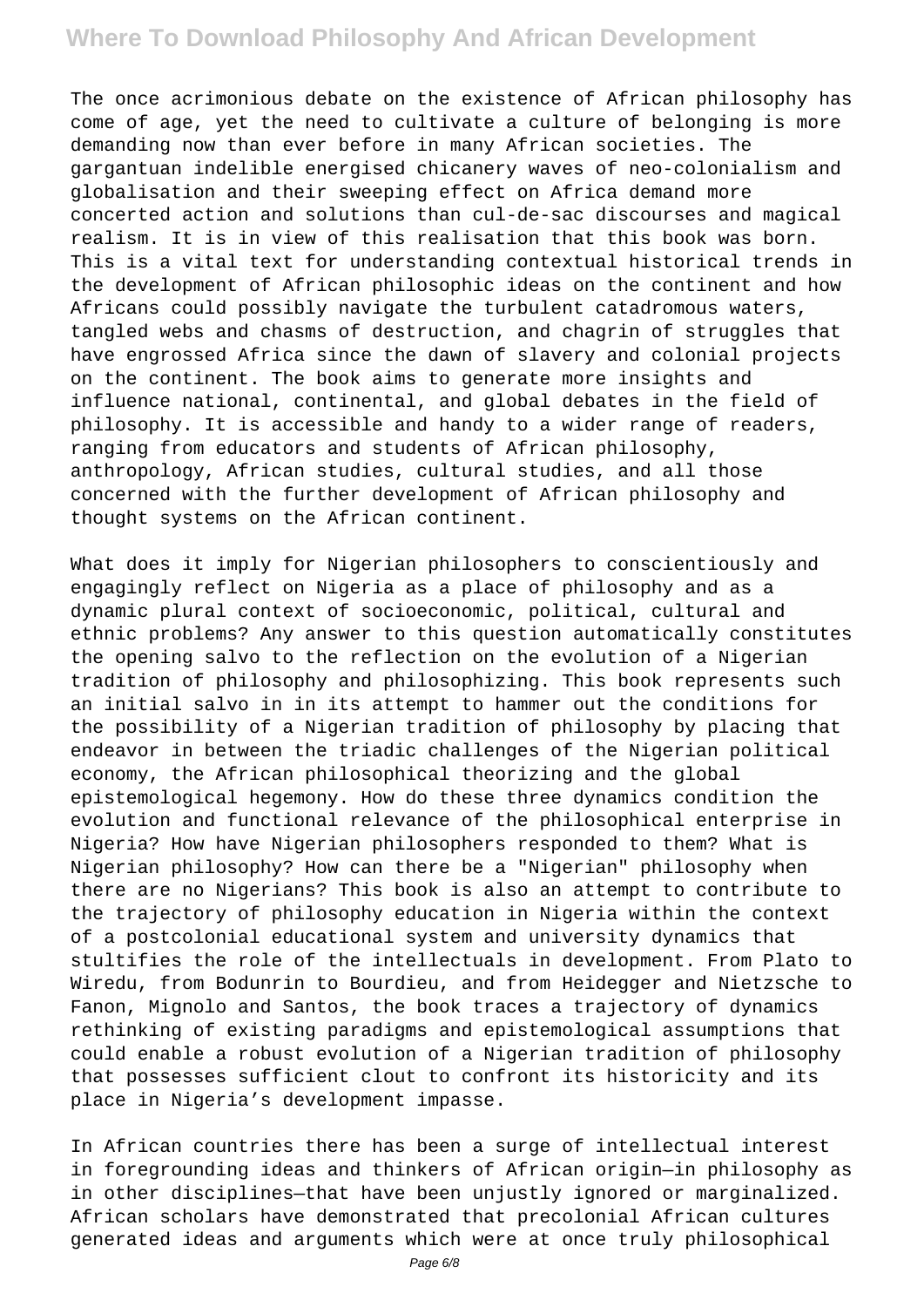The once acrimonious debate on the existence of African philosophy has come of age, yet the need to cultivate a culture of belonging is more demanding now than ever before in many African societies. The gargantuan indelible energised chicanery waves of neo-colonialism and globalisation and their sweeping effect on Africa demand more concerted action and solutions than cul-de-sac discourses and magical realism. It is in view of this realisation that this book was born. This is a vital text for understanding contextual historical trends in the development of African philosophic ideas on the continent and how Africans could possibly navigate the turbulent catadromous waters, tangled webs and chasms of destruction, and chagrin of struggles that have engrossed Africa since the dawn of slavery and colonial projects on the continent. The book aims to generate more insights and influence national, continental, and global debates in the field of philosophy. It is accessible and handy to a wider range of readers, ranging from educators and students of African philosophy, anthropology, African studies, cultural studies, and all those concerned with the further development of African philosophy and thought systems on the African continent.

What does it imply for Nigerian philosophers to conscientiously and engagingly reflect on Nigeria as a place of philosophy and as a dynamic plural context of socioeconomic, political, cultural and ethnic problems? Any answer to this question automatically constitutes the opening salvo to the reflection on the evolution of a Nigerian tradition of philosophy and philosophizing. This book represents such an initial salvo in in its attempt to hammer out the conditions for the possibility of a Nigerian tradition of philosophy by placing that endeavor in between the triadic challenges of the Nigerian political economy, the African philosophical theorizing and the global epistemological hegemony. How do these three dynamics condition the evolution and functional relevance of the philosophical enterprise in Nigeria? How have Nigerian philosophers responded to them? What is Nigerian philosophy? How can there be a "Nigerian" philosophy when there are no Nigerians? This book is also an attempt to contribute to the trajectory of philosophy education in Nigeria within the context of a postcolonial educational system and university dynamics that stultifies the role of the intellectuals in development. From Plato to Wiredu, from Bodunrin to Bourdieu, and from Heidegger and Nietzsche to Fanon, Mignolo and Santos, the book traces a trajectory of dynamics rethinking of existing paradigms and epistemological assumptions that could enable a robust evolution of a Nigerian tradition of philosophy that possesses sufficient clout to confront its historicity and its place in Nigeria's development impasse.

In African countries there has been a surge of intellectual interest in foregrounding ideas and thinkers of African origin—in philosophy as in other disciplines—that have been unjustly ignored or marginalized. African scholars have demonstrated that precolonial African cultures generated ideas and arguments which were at once truly philosophical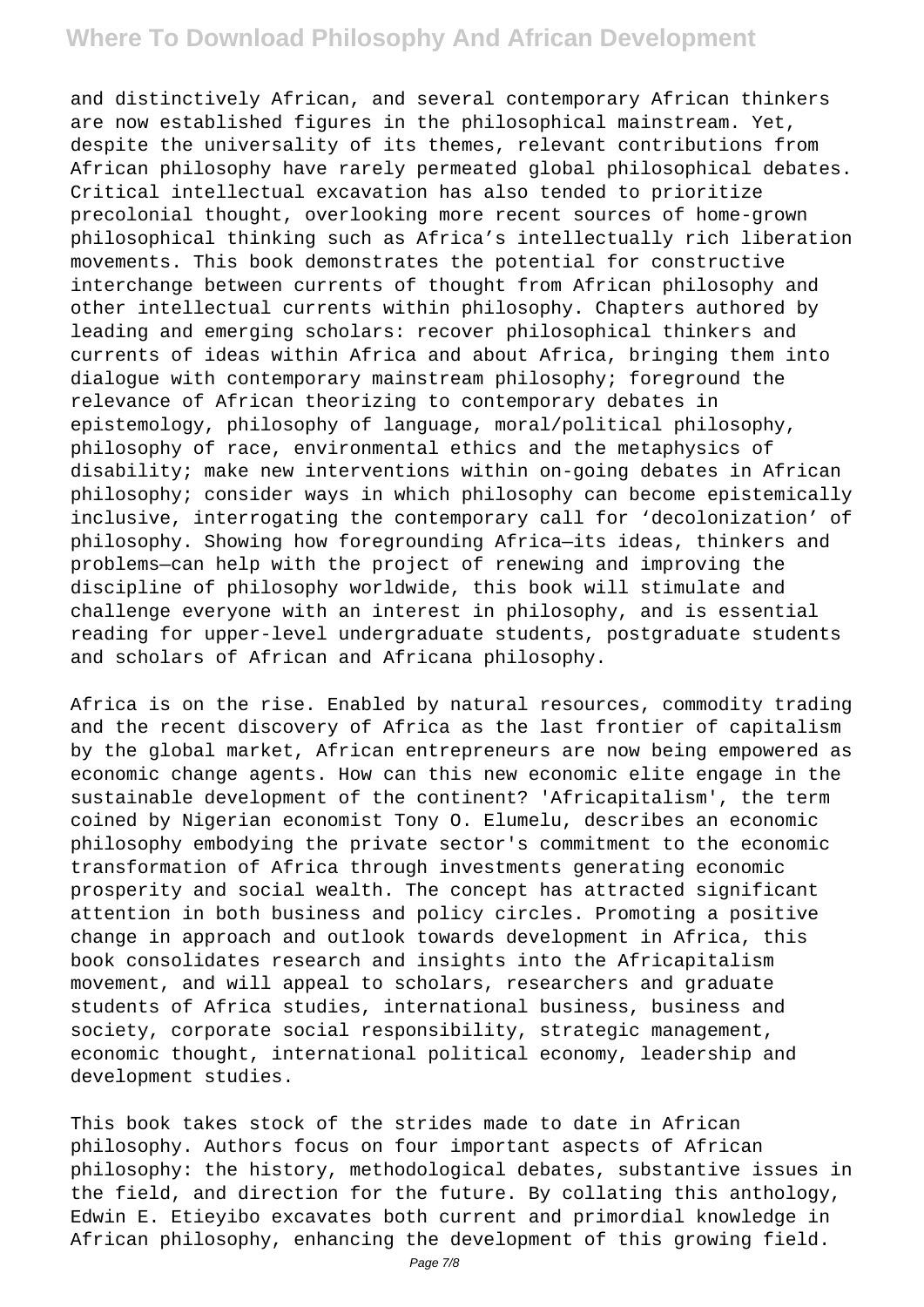and distinctively African, and several contemporary African thinkers are now established figures in the philosophical mainstream. Yet, despite the universality of its themes, relevant contributions from African philosophy have rarely permeated global philosophical debates. Critical intellectual excavation has also tended to prioritize precolonial thought, overlooking more recent sources of home-grown philosophical thinking such as Africa's intellectually rich liberation movements. This book demonstrates the potential for constructive interchange between currents of thought from African philosophy and other intellectual currents within philosophy. Chapters authored by leading and emerging scholars: recover philosophical thinkers and currents of ideas within Africa and about Africa, bringing them into dialogue with contemporary mainstream philosophy; foreground the relevance of African theorizing to contemporary debates in epistemology, philosophy of language, moral/political philosophy, philosophy of race, environmental ethics and the metaphysics of disability; make new interventions within on-going debates in African philosophy; consider ways in which philosophy can become epistemically inclusive, interrogating the contemporary call for 'decolonization' of philosophy. Showing how foregrounding Africa—its ideas, thinkers and problems—can help with the project of renewing and improving the discipline of philosophy worldwide, this book will stimulate and challenge everyone with an interest in philosophy, and is essential reading for upper-level undergraduate students, postgraduate students and scholars of African and Africana philosophy.

Africa is on the rise. Enabled by natural resources, commodity trading and the recent discovery of Africa as the last frontier of capitalism by the global market, African entrepreneurs are now being empowered as economic change agents. How can this new economic elite engage in the sustainable development of the continent? 'Africapitalism', the term coined by Nigerian economist Tony O. Elumelu, describes an economic philosophy embodying the private sector's commitment to the economic transformation of Africa through investments generating economic prosperity and social wealth. The concept has attracted significant attention in both business and policy circles. Promoting a positive change in approach and outlook towards development in Africa, this book consolidates research and insights into the Africapitalism movement, and will appeal to scholars, researchers and graduate students of Africa studies, international business, business and society, corporate social responsibility, strategic management, economic thought, international political economy, leadership and development studies.

This book takes stock of the strides made to date in African philosophy. Authors focus on four important aspects of African philosophy: the history, methodological debates, substantive issues in the field, and direction for the future. By collating this anthology, Edwin E. Etieyibo excavates both current and primordial knowledge in African philosophy, enhancing the development of this growing field.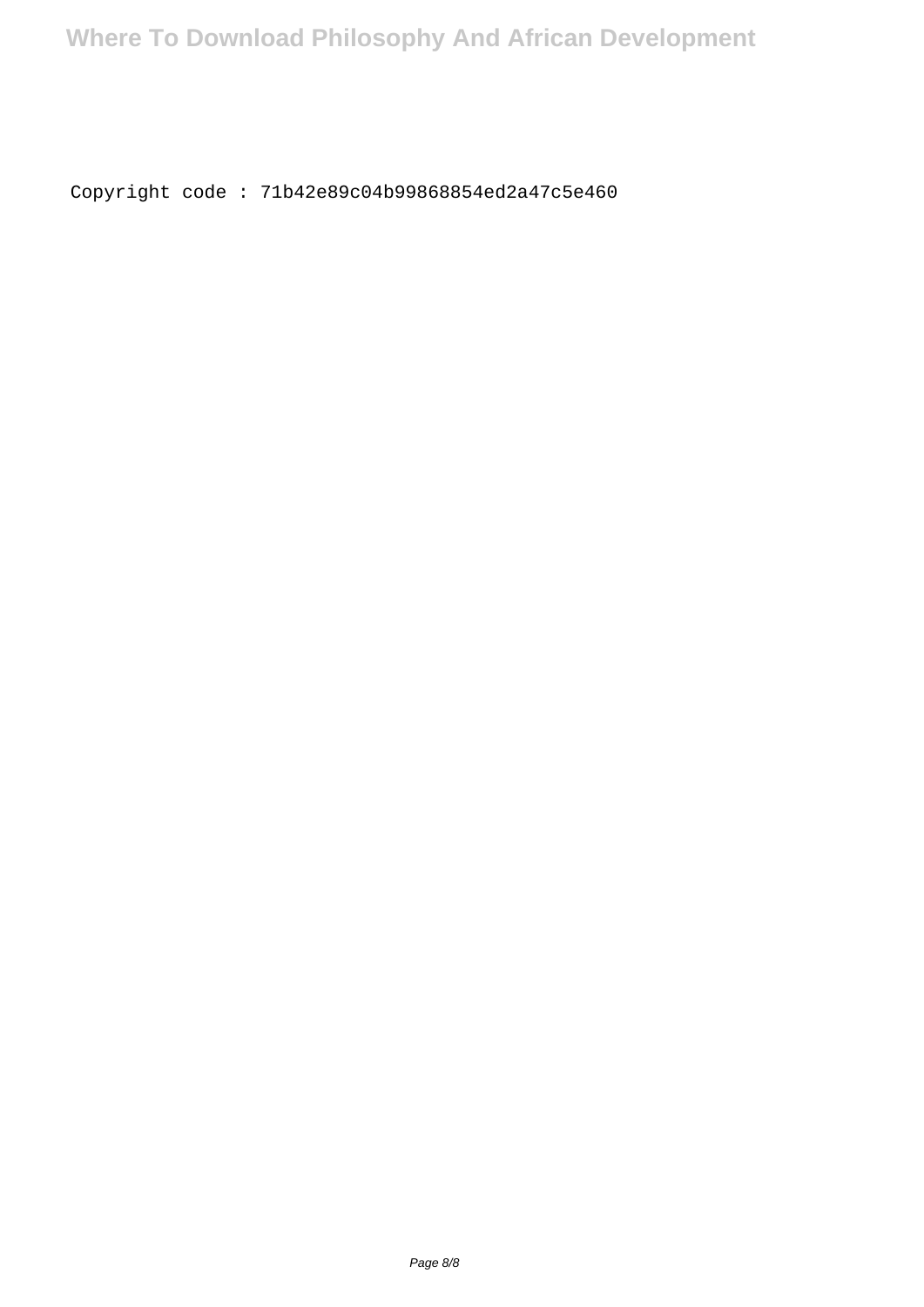Copyright code : 71b42e89c04b99868854ed2a47c5e460